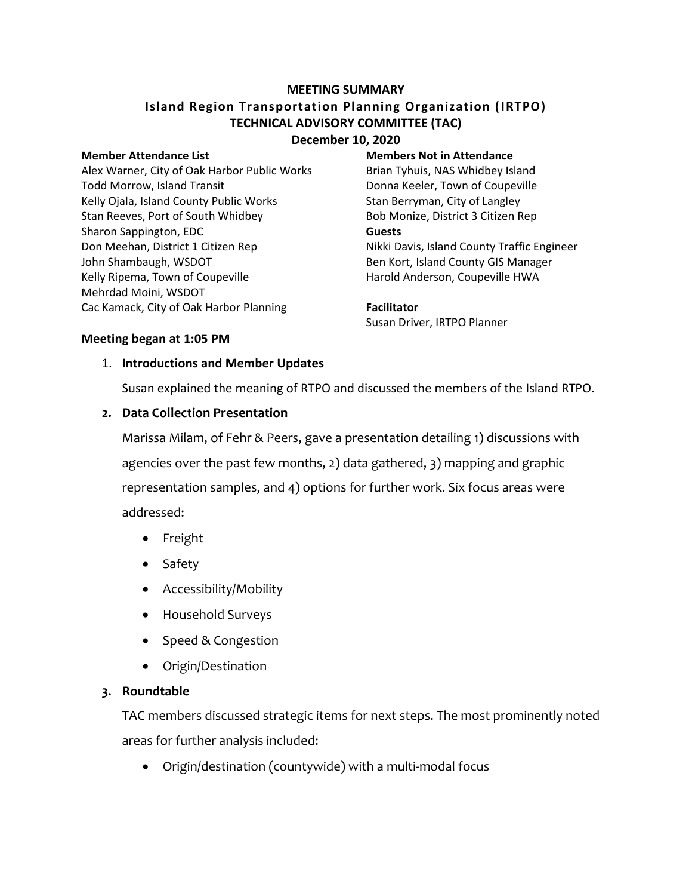# MEETING SUMMARY
## Island Region Transportation Planning Organization (IRTPO)
## TECHNICAL ADVISORY COMMITTEE (TAC)
## December 10, 2020

**Member Attendance List**
Alex Warner, City of Oak Harbor Public Works
Todd Morrow, Island Transit
Kelly Ojala, Island County Public Works
Stan Reeves, Port of South Whidbey
Sharon Sappington, EDC
Don Meehan, District 1 Citizen Rep
John Shambaugh, WSDOT
Kelly Ripema, Town of Coupeville
Mehrdad Moini, WSDOT
Cac Kamack, City of Oak Harbor Planning

**Members Not in Attendance**
Brian Tyhuis, NAS Whidbey Island
Donna Keeler, Town of Coupeville
Stan Berryman, City of Langley
Bob Monize, District 3 Citizen Rep

**Guests**
Nikki Davis, Island County Traffic Engineer
Ben Kort, Island County GIS Manager
Harold Anderson, Coupeville HWA

**Facilitator**
Susan Driver, IRTPO Planner

**Meeting began at 1:05 PM**

1. **Introductions and Member Updates**

   Susan explained the meaning of RTPO and discussed the members of the Island RTPO.

2. **Data Collection Presentation**

   Marissa Milam, of Fehr & Peers, gave a presentation detailing 1) discussions with agencies over the past few months, 2) data gathered, 3) mapping and graphic representation samples, and 4) options for further work. Six focus areas were addressed:

   - Freight
   - Safety
   - Accessibility/Mobility
   - Household Surveys
   - Speed & Congestion
   - Origin/Destination

3. **Roundtable**

   TAC members discussed strategic items for next steps. The most prominently noted areas for further analysis included:

   - Origin/destination (countywide) with a multi-modal focus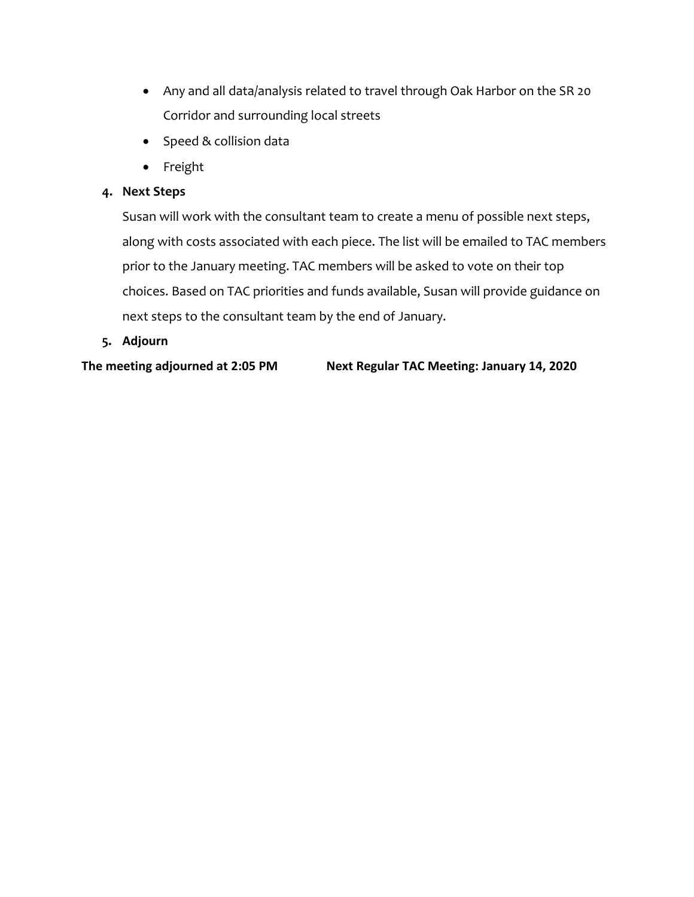- Any and all data/analysis related to travel through Oak Harbor on the SR 20 Corridor and surrounding local streets
- Speed & collision data
- Freight

4. **Next Steps**

   Susan will work with the consultant team to create a menu of possible next steps, along with costs associated with each piece. The list will be emailed to TAC members prior to the January meeting. TAC members will be asked to vote on their top choices. Based on TAC priorities and funds available, Susan will provide guidance on next steps to the consultant team by the end of January.

5. **Adjourn**

**The meeting adjourned at 2:05 PM** **Next Regular TAC Meeting: January 14, 2020**